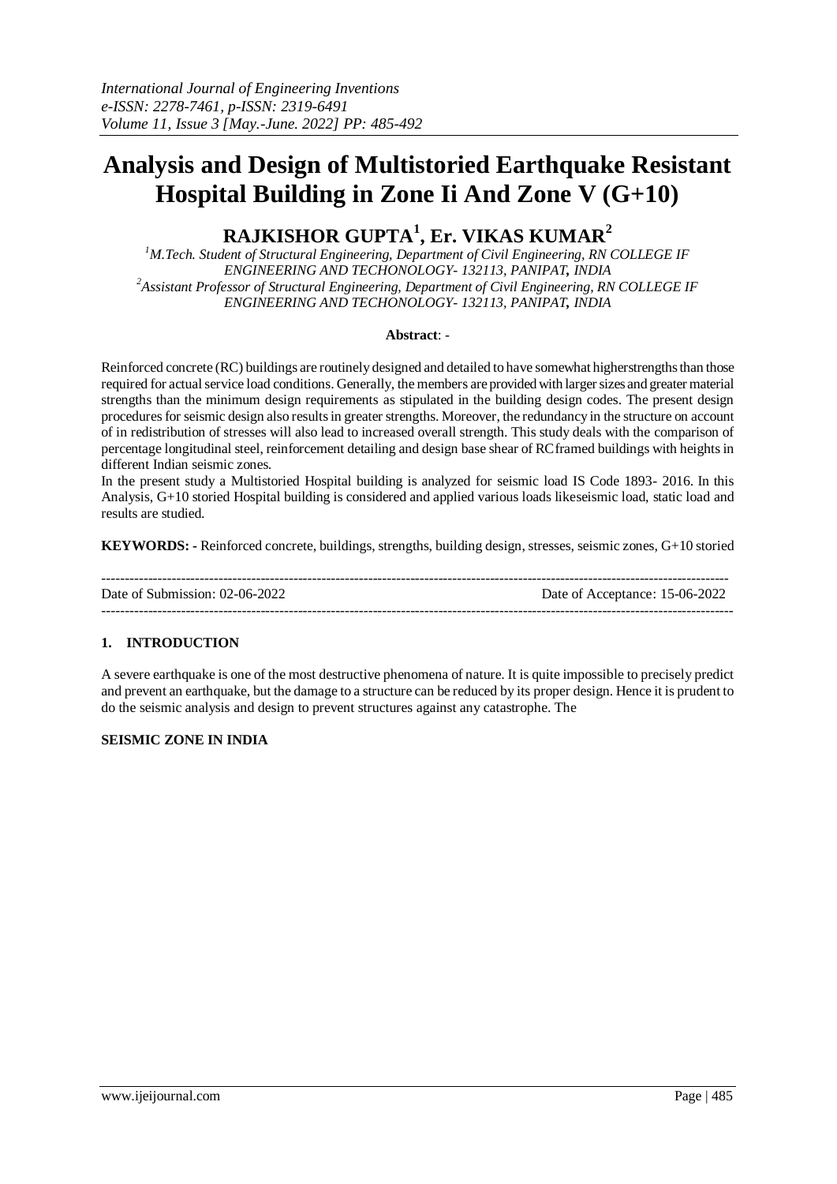# Analysis and Design of Multistoried Earthquake Resistant Hospital Building in Zone Ii And Zone V (G+10)

## RAJKISHOR GUPTA[1], Er. VIKAS KUMAR[2]

*[1]M.Tech. Student of Structural Engineering, Department of Civil Engineering, RN COLLEGE IF ENGINEERING AND TECHONOLOGY- 132113, PANIPAT, INDIA*
*[2]Assistant Professor of Structural Engineering, Department of Civil Engineering, RN COLLEGE IF ENGINEERING AND TECHONOLOGY- 132113, PANIPAT, INDIA*

**Abstract**: -

Reinforced concrete (RC) buildings are routinely designed and detailed to have somewhat higherstrengths than those required for actual service load conditions. Generally, the members are provided with larger sizes and greater material strengths than the minimum design requirements as stipulated in the building design codes. The present design procedures for seismic design also results in greater strengths. Moreover, the redundancy in the structure on account of in redistribution of stresses will also lead to increased overall strength. This study deals with the comparison of percentage longitudinal steel, reinforcement detailing and design base shear of RCframed buildings with heights in different Indian seismic zones.

In the present study a Multistoried Hospital building is analyzed for seismic load IS Code 1893- 2016. In this Analysis, G+10 storied Hospital building is considered and applied various loads likeseismic load, static load and results are studied.

**KEYWORDS: -** Reinforced concrete, buildings, strengths, building design, stresses, seismic zones, G+10 storied

---

Date of Submission: 02-06-2022 Date of Acceptance: 15-06-2022

---

## 1. INTRODUCTION

A severe earthquake is one of the most destructive phenomena of nature. It is quite impossible to precisely predict and prevent an earthquake, but the damage to a structure can be reduced by its proper design. Hence it is prudent to do the seismic analysis and design to prevent structures against any catastrophe. The

**SEISMIC ZONE IN INDIA**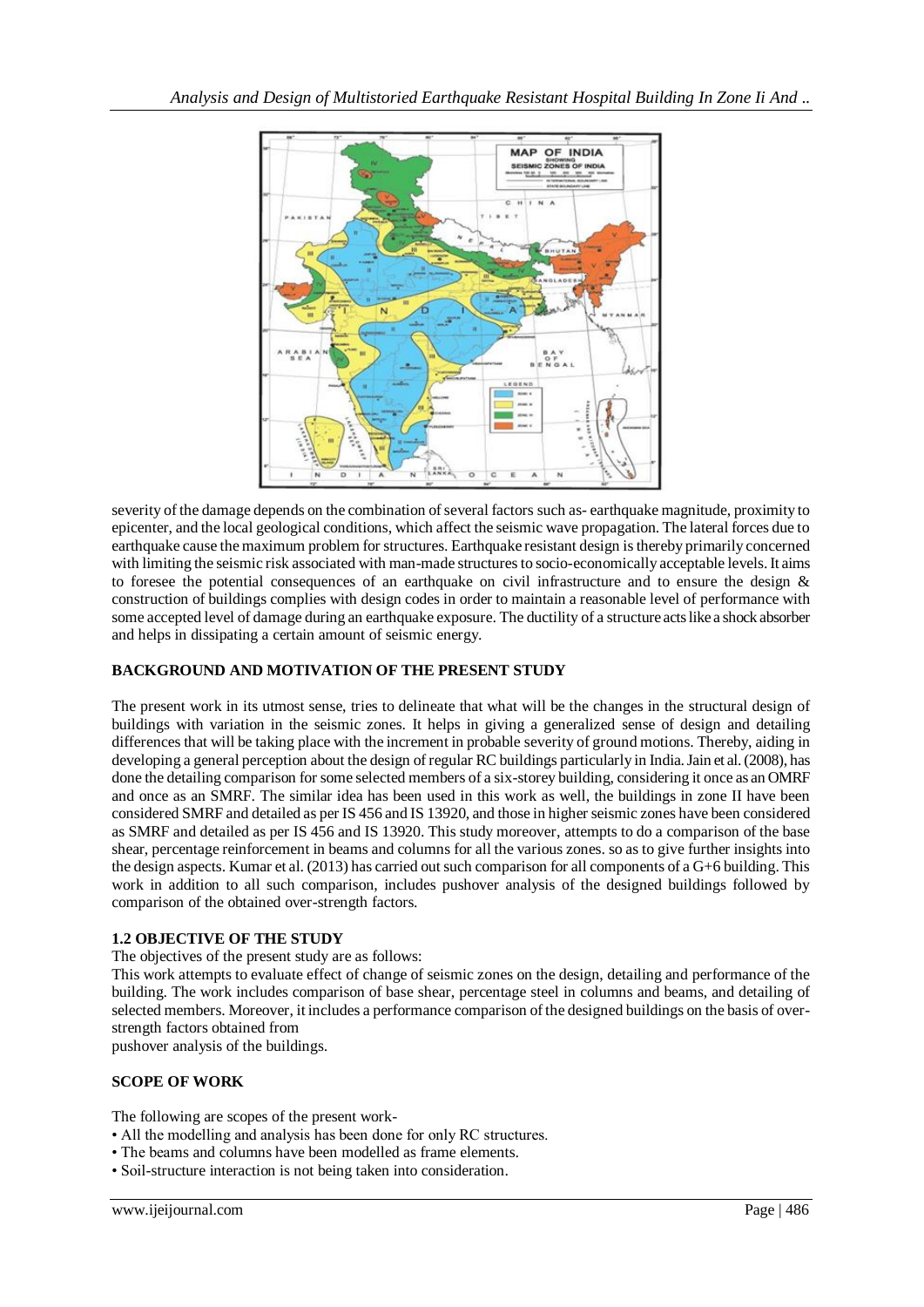severity of the damage depends on the combination of several factors such as- earthquake magnitude, proximity to epicenter, and the local geological conditions, which affect the seismic wave propagation. The lateral forces due to earthquake cause the maximum problem for structures. Earthquake resistant design is thereby primarily concerned with limiting the seismic risk associated with man-made structures to socio-economically acceptable levels. It aims to foresee the potential consequences of an earthquake on civil infrastructure and to ensure the design & construction of buildings complies with design codes in order to maintain a reasonable level of performance with some accepted level of damage during an earthquake exposure. The ductility of a structure acts like a shock absorber and helps in dissipating a certain amount of seismic energy.

## BACKGROUND AND MOTIVATION OF THE PRESENT STUDY

The present work in its utmost sense, tries to delineate that what will be the changes in the structural design of buildings with variation in the seismic zones. It helps in giving a generalized sense of design and detailing differences that will be taking place with the increment in probable severity of ground motions. Thereby, aiding in developing a general perception about the design of regular RC buildings particularly in India. Jain et al. (2008), has done the detailing comparison for some selected members of a six-storey building, considering it once as an OMRF and once as an SMRF. The similar idea has been used in this work as well, the buildings in zone II have been considered SMRF and detailed as per IS 456 and IS 13920, and those in higher seismic zones have been considered as SMRF and detailed as per IS 456 and IS 13920. This study moreover, attempts to do a comparison of the base shear, percentage reinforcement in beams and columns for all the various zones. so as to give further insights into the design aspects. Kumar et al. (2013) has carried out such comparison for all components of a G+6 building. This work in addition to all such comparison, includes pushover analysis of the designed buildings followed by comparison of the obtained over-strength factors.

### 1.2 OBJECTIVE OF THE STUDY

The objectives of the present study are as follows:

This work attempts to evaluate effect of change of seismic zones on the design, detailing and performance of the building. The work includes comparison of base shear, percentage steel in columns and beams, and detailing of selected members. Moreover, it includes a performance comparison of the designed buildings on the basis of over-strength factors obtained from

pushover analysis of the buildings.

## SCOPE OF WORK

The following are scopes of the present work-

- All the modelling and analysis has been done for only RC structures.
- The beams and columns have been modelled as frame elements.
- Soil-structure interaction is not being taken into consideration.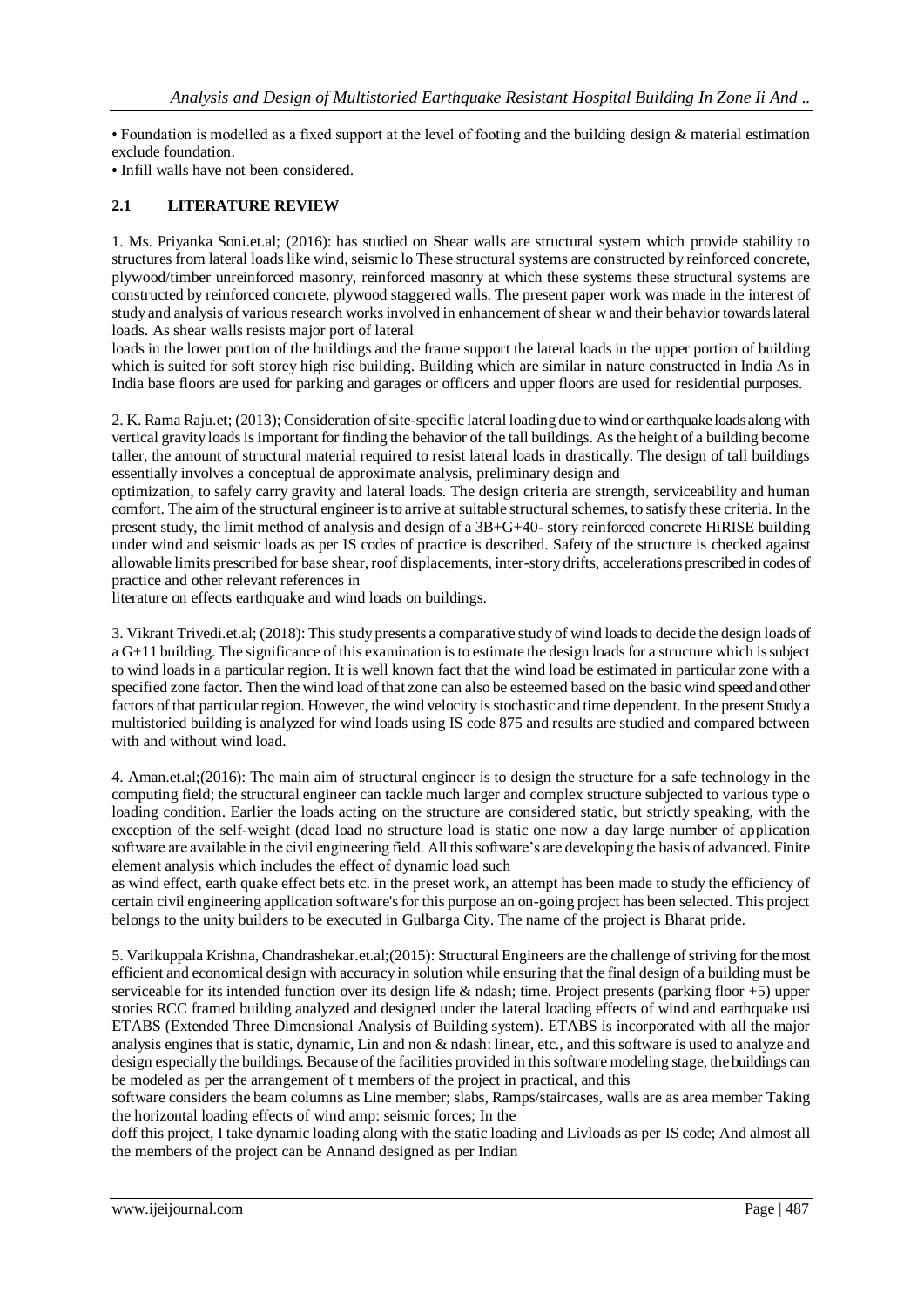• Foundation is modelled as a fixed support at the level of footing and the building design & material estimation exclude foundation.

• Infill walls have not been considered.

## 2.1 LITERATURE REVIEW

1. Ms. Priyanka Soni.et.al; (2016): has studied on Shear walls are structural system which provide stability to structures from lateral loads like wind, seismic lo These structural systems are constructed by reinforced concrete, plywood/timber unreinforced masonry, reinforced masonry at which these systems these structural systems are constructed by reinforced concrete, plywood staggered walls. The present paper work was made in the interest of study and analysis of various research works involved in enhancement of shear w and their behavior towards lateral loads. As shear walls resists major port of lateral

loads in the lower portion of the buildings and the frame support the lateral loads in the upper portion of building which is suited for soft storey high rise building. Building which are similar in nature constructed in India As in India base floors are used for parking and garages or officers and upper floors are used for residential purposes.

2. K. Rama Raju.et; (2013); Consideration of site-specific lateral loading due to wind or earthquake loads along with vertical gravity loads is important for finding the behavior of the tall buildings. As the height of a building become taller, the amount of structural material required to resist lateral loads in drastically. The design of tall buildings essentially involves a conceptual de approximate analysis, preliminary design and

optimization, to safely carry gravity and lateral loads. The design criteria are strength, serviceability and human comfort. The aim of the structural engineer is to arrive at suitable structural schemes, to satisfy these criteria. In the present study, the limit method of analysis and design of a 3B+G+40- story reinforced concrete HiRISE building under wind and seismic loads as per IS codes of practice is described. Safety of the structure is checked against allowable limits prescribed for base shear, roof displacements, inter-story drifts, accelerations prescribed in codes of practice and other relevant references in

literature on effects earthquake and wind loads on buildings.

3. Vikrant Trivedi.et.al; (2018): This study presents a comparative study of wind loads to decide the design loads of a G+11 building. The significance of this examination is to estimate the design loads for a structure which is subject to wind loads in a particular region. It is well known fact that the wind load be estimated in particular zone with a specified zone factor. Then the wind load of that zone can also be esteemed based on the basic wind speed and other factors of that particular region. However, the wind velocity is stochastic and time dependent. In the present Study a multistoried building is analyzed for wind loads using IS code 875 and results are studied and compared between with and without wind load.

4. Aman.et.al;(2016): The main aim of structural engineer is to design the structure for a safe technology in the computing field; the structural engineer can tackle much larger and complex structure subjected to various type o loading condition. Earlier the loads acting on the structure are considered static, but strictly speaking, with the exception of the self-weight (dead load no structure load is static one now a day large number of application software are available in the civil engineering field. All this software's are developing the basis of advanced. Finite element analysis which includes the effect of dynamic load such

as wind effect, earth quake effect bets etc. in the preset work, an attempt has been made to study the efficiency of certain civil engineering application software's for this purpose an on-going project has been selected. This project belongs to the unity builders to be executed in Gulbarga City. The name of the project is Bharat pride.

5. Varikuppala Krishna, Chandrashekar.et.al;(2015): Structural Engineers are the challenge of striving for the most efficient and economical design with accuracy in solution while ensuring that the final design of a building must be serviceable for its intended function over its design life & ndash; time. Project presents (parking floor +5) upper stories RCC framed building analyzed and designed under the lateral loading effects of wind and earthquake usi ETABS (Extended Three Dimensional Analysis of Building system). ETABS is incorporated with all the major analysis engines that is static, dynamic, Lin and non & ndash: linear, etc., and this software is used to analyze and design especially the buildings. Because of the facilities provided in this software modeling stage, the buildings can be modeled as per the arrangement of t members of the project in practical, and this

software considers the beam columns as Line member; slabs, Ramps/staircases, walls are as area member Taking the horizontal loading effects of wind amp: seismic forces; In the

doff this project, I take dynamic loading along with the static loading and Livloads as per IS code; And almost all the members of the project can be Annand designed as per Indian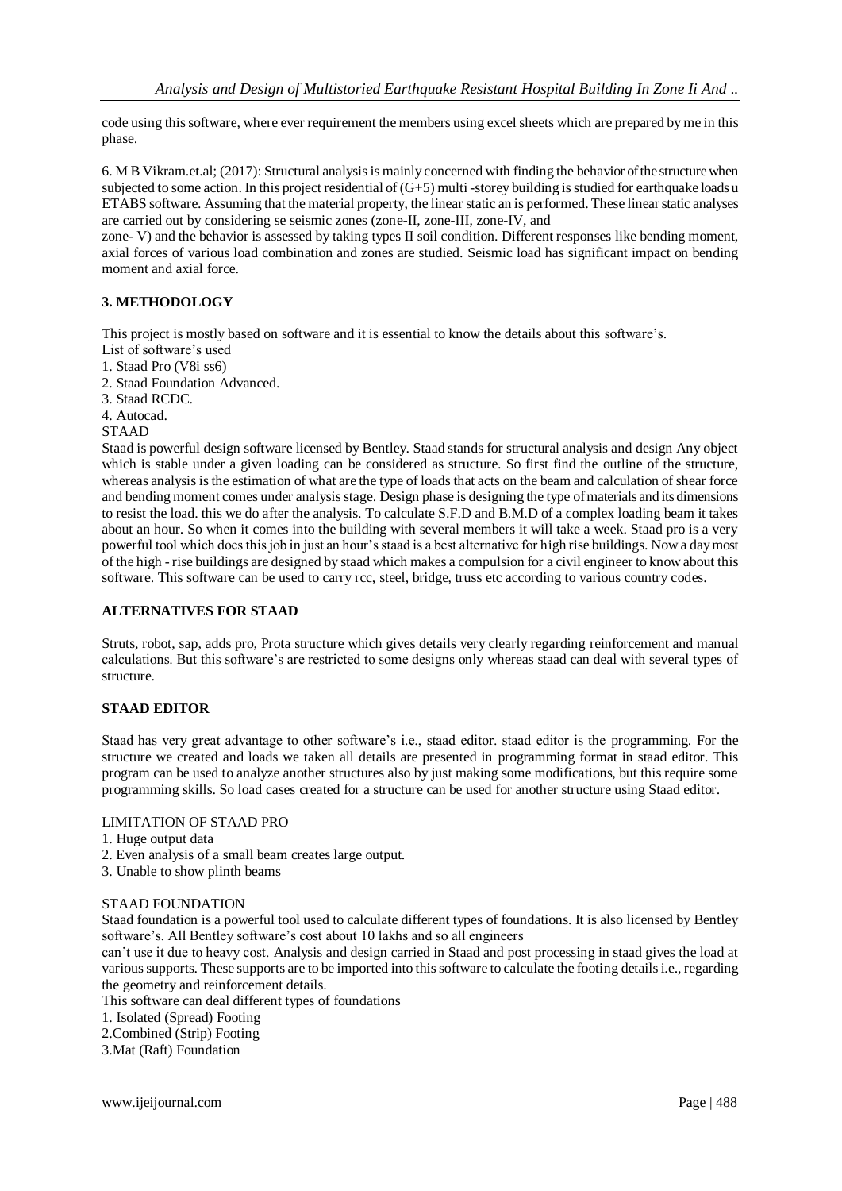code using this software, where ever requirement the members using excel sheets which are prepared by me in this phase.

6. M B Vikram.et.al; (2017): Structural analysis is mainly concerned with finding the behavior of the structure when subjected to some action. In this project residential of (G+5) multi -storey building is studied for earthquake loads u ETABS software. Assuming that the material property, the linear static an is performed. These linear static analyses are carried out by considering se seismic zones (zone-II, zone-III, zone-IV, and zone- V) and the behavior is assessed by taking types II soil condition. Different responses like bending moment, axial forces of various load combination and zones are studied. Seismic load has significant impact on bending moment and axial force.

## 3. METHODOLOGY

This project is mostly based on software and it is essential to know the details about this software's.

List of software's used

1. Staad Pro (V8i ss6)
2. Staad Foundation Advanced.
3. Staad RCDC.
4. Autocad.

STAAD

Staad is powerful design software licensed by Bentley. Staad stands for structural analysis and design Any object which is stable under a given loading can be considered as structure. So first find the outline of the structure, whereas analysis is the estimation of what are the type of loads that acts on the beam and calculation of shear force and bending moment comes under analysis stage. Design phase is designing the type of materials and its dimensions to resist the load. this we do after the analysis. To calculate S.F.D and B.M.D of a complex loading beam it takes about an hour. So when it comes into the building with several members it will take a week. Staad pro is a very powerful tool which does this job in just an hour's staad is a best alternative for high rise buildings. Now a day most of the high - rise buildings are designed by staad which makes a compulsion for a civil engineer to know about this software. This software can be used to carry rcc, steel, bridge, truss etc according to various country codes.

### ALTERNATIVES FOR STAAD

Struts, robot, sap, adds pro, Prota structure which gives details very clearly regarding reinforcement and manual calculations. But this software's are restricted to some designs only whereas staad can deal with several types of structure.

### STAAD EDITOR

Staad has very great advantage to other software's i.e., staad editor. staad editor is the programming. For the structure we created and loads we taken all details are presented in programming format in staad editor. This program can be used to analyze another structures also by just making some modifications, but this require some programming skills. So load cases created for a structure can be used for another structure using Staad editor.

LIMITATION OF STAAD PRO

1. Huge output data
2. Even analysis of a small beam creates large output.
3. Unable to show plinth beams

STAAD FOUNDATION

Staad foundation is a powerful tool used to calculate different types of foundations. It is also licensed by Bentley software's. All Bentley software's cost about 10 lakhs and so all engineers can't use it due to heavy cost. Analysis and design carried in Staad and post processing in staad gives the load at various supports. These supports are to be imported into this software to calculate the footing details i.e., regarding the geometry and reinforcement details.

This software can deal different types of foundations

1. Isolated (Spread) Footing
2. Combined (Strip) Footing
3. Mat (Raft) Foundation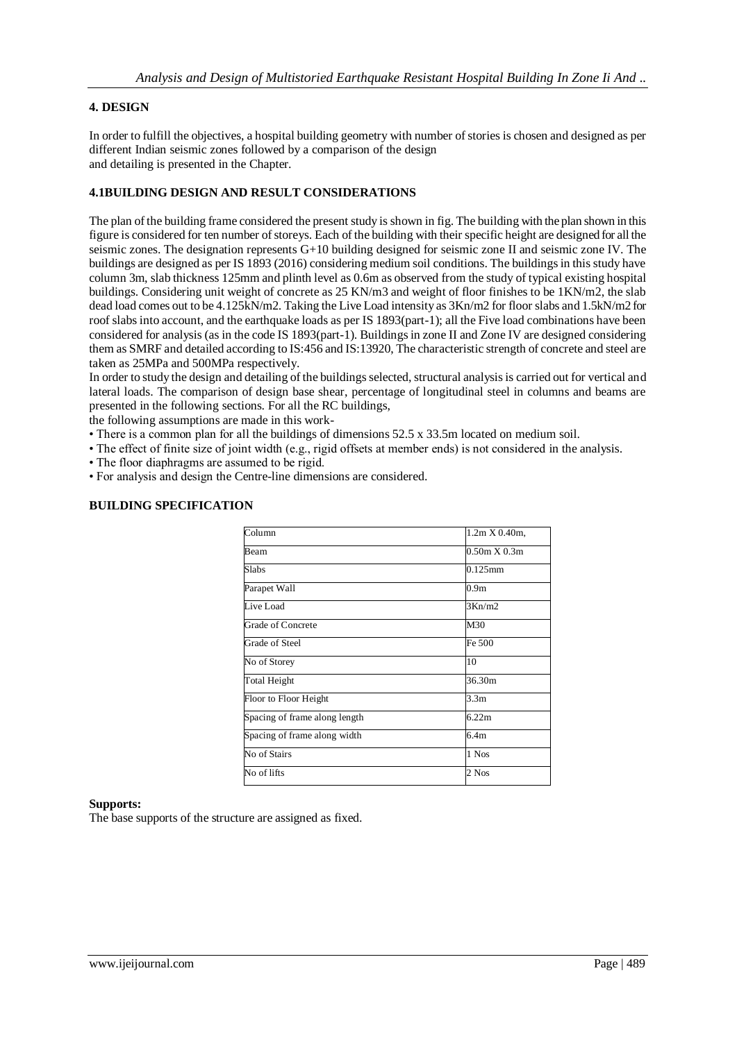## 4. DESIGN

In order to fulfill the objectives, a hospital building geometry with number of stories is chosen and designed as per different Indian seismic zones followed by a comparison of the design
and detailing is presented in the Chapter.

### 4.1BUILDING DESIGN AND RESULT CONSIDERATIONS

The plan of the building frame considered the present study is shown in fig. The building with the plan shown in this figure is considered for ten number of storeys. Each of the building with their specific height are designed for all the seismic zones. The designation represents G+10 building designed for seismic zone II and seismic zone IV. The buildings are designed as per IS 1893 (2016) considering medium soil conditions. The buildings in this study have column 3m, slab thickness 125mm and plinth level as 0.6m as observed from the study of typical existing hospital buildings. Considering unit weight of concrete as 25 KN/m3 and weight of floor finishes to be 1KN/m2, the slab dead load comes out to be 4.125kN/m2. Taking the Live Load intensity as 3Kn/m2 for floor slabs and 1.5kN/m2 for roof slabs into account, and the earthquake loads as per IS 1893(part-1); all the Five load combinations have been considered for analysis (as in the code IS 1893(part-1). Buildings in zone II and Zone IV are designed considering them as SMRF and detailed according to IS:456 and IS:13920, The characteristic strength of concrete and steel are taken as 25MPa and 500MPa respectively.

In order to study the design and detailing of the buildings selected, structural analysis is carried out for vertical and lateral loads. The comparison of design base shear, percentage of longitudinal steel in columns and beams are presented in the following sections. For all the RC buildings,
the following assumptions are made in this work-

- There is a common plan for all the buildings of dimensions 52.5 x 33.5m located on medium soil.
- The effect of finite size of joint width (e.g., rigid offsets at member ends) is not considered in the analysis.
- The floor diaphragms are assumed to be rigid.
- For analysis and design the Centre-line dimensions are considered.

### BUILDING SPECIFICATION

| | |
|---|---|
| Column | 1.2m X 0.40m, |
| Beam | 0.50m X 0.3m |
| Slabs | 0.125mm |
| Parapet Wall | 0.9m |
| Live Load | 3Kn/m2 |
| Grade of Concrete | M30 |
| Grade of Steel | Fe 500 |
| No of Storey | 10 |
| Total Height | 36.30m |
| Floor to Floor Height | 3.3m |
| Spacing of frame along length | 6.22m |
| Spacing of frame along width | 6.4m |
| No of Stairs | 1 Nos |
| No of lifts | 2 Nos |

**Supports:**

The base supports of the structure are assigned as fixed.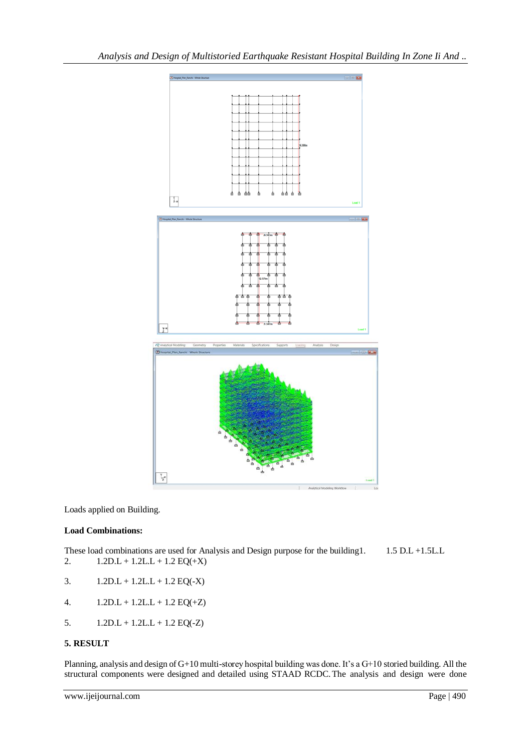Loads applied on Building.

**Load Combinations:**

These load combinations are used for Analysis and Design purpose for the building

1. 1.5 D.L +1.5L.L
2. 1.2D.L + 1.2L.L + 1.2 EQ(+X)
3. 1.2D.L + 1.2L.L + 1.2 EQ(-X)
4. 1.2D.L + 1.2L.L + 1.2 EQ(+Z)
5. 1.2D.L + 1.2L.L + 1.2 EQ(-Z)

## 5. RESULT

Planning, analysis and design of G+10 multi-storey hospital building was done. It's a G+10 storied building. All the structural components were designed and detailed using STAAD RCDC. The analysis and design were done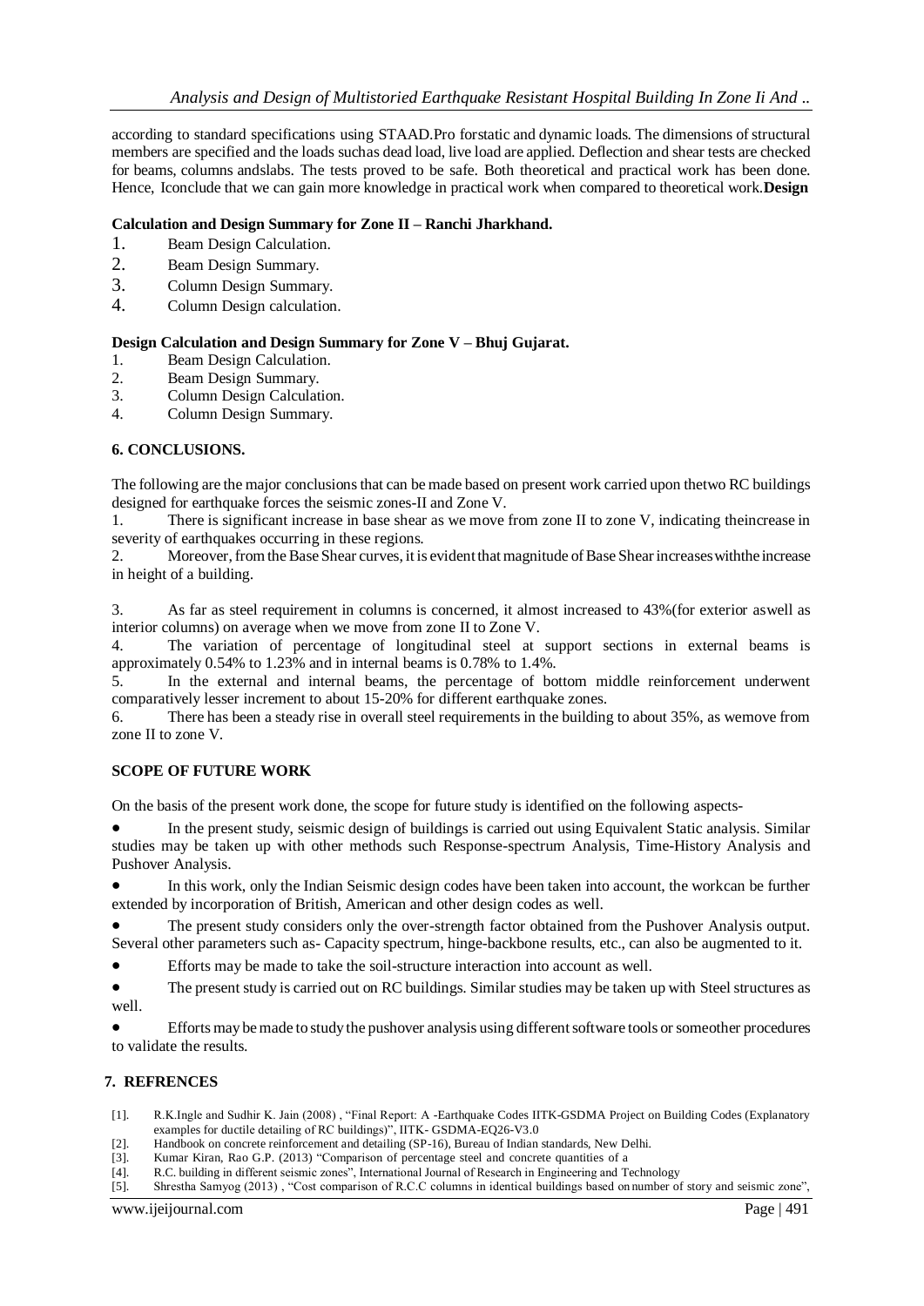according to standard specifications using STAAD.Pro forstatic and dynamic loads. The dimensions of structural members are specified and the loads suchas dead load, live load are applied. Deflection and shear tests are checked for beams, columns andslabs. The tests proved to be safe. Both theoretical and practical work has been done. Hence, Iconclude that we can gain more knowledge in practical work when compared to theoretical work.**Design**

**Calculation and Design Summary for Zone II – Ranchi Jharkhand.**

1. Beam Design Calculation.
2. Beam Design Summary.
3. Column Design Summary.
4. Column Design calculation.

**Design Calculation and Design Summary for Zone V – Bhuj Gujarat.**

1. Beam Design Calculation.
2. Beam Design Summary.
3. Column Design Calculation.
4. Column Design Summary.

## 6. CONCLUSIONS.

The following are the major conclusions that can be made based on present work carried upon thetwo RC buildings designed for earthquake forces the seismic zones-II and Zone V.

1. There is significant increase in base shear as we move from zone II to zone V, indicating theincrease in severity of earthquakes occurring in these regions.
2. Moreover, from the Base Shear curves, it is evident that magnitude of Base Shear increases withthe increase in height of a building.
3. As far as steel requirement in columns is concerned, it almost increased to 43%(for exterior aswell as interior columns) on average when we move from zone II to Zone V.
4. The variation of percentage of longitudinal steel at support sections in external beams is approximately 0.54% to 1.23% and in internal beams is 0.78% to 1.4%.
5. In the external and internal beams, the percentage of bottom middle reinforcement underwent comparatively lesser increment to about 15-20% for different earthquake zones.
6. There has been a steady rise in overall steel requirements in the building to about 35%, as wemove from zone II to zone V.

## SCOPE OF FUTURE WORK

On the basis of the present work done, the scope for future study is identified on the following aspects-

- In the present study, seismic design of buildings is carried out using Equivalent Static analysis. Similar studies may be taken up with other methods such Response-spectrum Analysis, Time-History Analysis and Pushover Analysis.
- In this work, only the Indian Seismic design codes have been taken into account, the workcan be further extended by incorporation of British, American and other design codes as well.
- The present study considers only the over-strength factor obtained from the Pushover Analysis output. Several other parameters such as- Capacity spectrum, hinge-backbone results, etc., can also be augmented to it.
- Efforts may be made to take the soil-structure interaction into account as well.
- The present study is carried out on RC buildings. Similar studies may be taken up with Steel structures as well.
- Efforts may be made to study the pushover analysis using different software tools or someother procedures to validate the results.

## 7. REFRENCES

[1]. R.K.Ingle and Sudhir K. Jain (2008) , "Final Report: A -Earthquake Codes IITK-GSDMA Project on Building Codes (Explanatory examples for ductile detailing of RC buildings)", IITK- GSDMA-EQ26-V3.0

[2]. Handbook on concrete reinforcement and detailing (SP-16), Bureau of Indian standards, New Delhi.

[3]. Kumar Kiran, Rao G.P. (2013) "Comparison of percentage steel and concrete quantities of a

[4]. R.C. building in different seismic zones", International Journal of Research in Engineering and Technology

[5]. Shrestha Samyog (2013) , "Cost comparison of R.C.C columns in identical buildings based on number of story and seismic zone",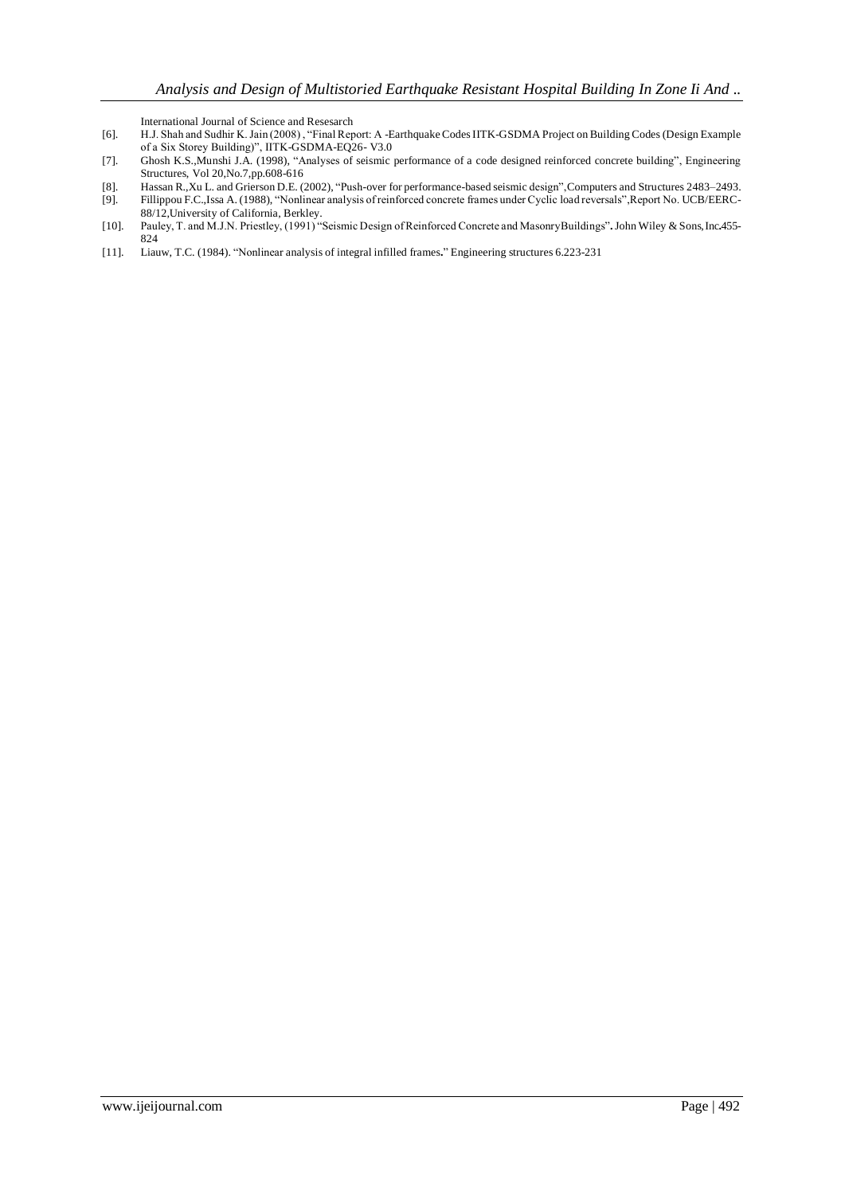International Journal of Science and Resesarch

[6]. H.J. Shah and Sudhir K. Jain (2008) , "Final Report: A -Earthquake Codes IITK-GSDMA Project on Building Codes (Design Example of a Six Storey Building)", IITK-GSDMA-EQ26- V3.0

[7]. Ghosh K.S.,Munshi J.A. (1998), "Analyses of seismic performance of a code designed reinforced concrete building", Engineering Structures, Vol 20,No.7,pp.608-616

[8]. Hassan R.,Xu L. and Grierson D.E. (2002), "Push-over for performance-based seismic design",Computers and Structures 2483–2493.

[9]. Fillippou F.C.,Issa A. (1988), "Nonlinear analysis of reinforced concrete frames under Cyclic load reversals",Report No. UCB/EERC-88/12,University of California, Berkley.

[10]. Pauley, T. and M.J.N. Priestley, (1991) "Seismic Design of Reinforced Concrete and MasonryBuildings". John Wiley & Sons, Inc.455-824

[11]. Liauw, T.C. (1984). "Nonlinear analysis of integral infilled frames." Engineering structures 6.223-231